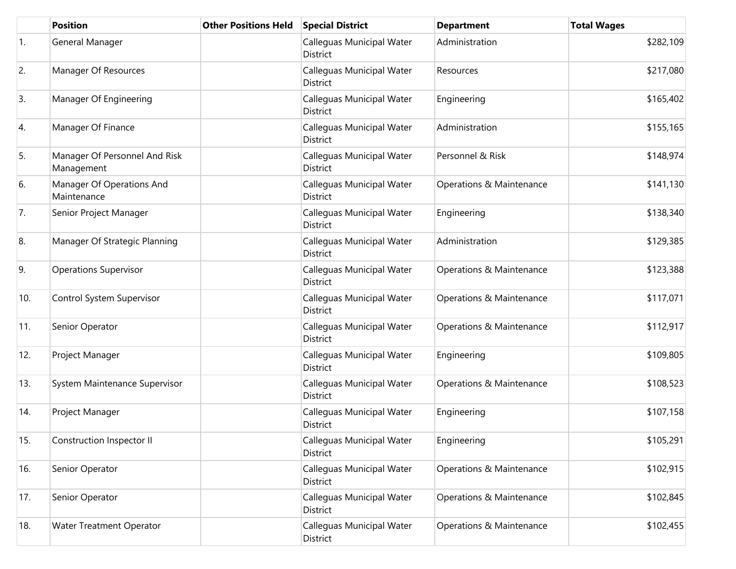| | Position | Other Positions Held | Special District | Department | Total Wages |
|---|---|---|---|---|---|
| 1. | General Manager | | Calleguas Municipal Water District | Administration | $282,109 |
| 2. | Manager Of Resources | | Calleguas Municipal Water District | Resources | $217,080 |
| 3. | Manager Of Engineering | | Calleguas Municipal Water District | Engineering | $165,402 |
| 4. | Manager Of Finance | | Calleguas Municipal Water District | Administration | $155,165 |
| 5. | Manager Of Personnel And Risk Management | | Calleguas Municipal Water District | Personnel & Risk | $148,974 |
| 6. | Manager Of Operations And Maintenance | | Calleguas Municipal Water District | Operations & Maintenance | $141,130 |
| 7. | Senior Project Manager | | Calleguas Municipal Water District | Engineering | $138,340 |
| 8. | Manager Of Strategic Planning | | Calleguas Municipal Water District | Administration | $129,385 |
| 9. | Operations Supervisor | | Calleguas Municipal Water District | Operations & Maintenance | $123,388 |
| 10. | Control System Supervisor | | Calleguas Municipal Water District | Operations & Maintenance | $117,071 |
| 11. | Senior Operator | | Calleguas Municipal Water District | Operations & Maintenance | $112,917 |
| 12. | Project Manager | | Calleguas Municipal Water District | Engineering | $109,805 |
| 13. | System Maintenance Supervisor | | Calleguas Municipal Water District | Operations & Maintenance | $108,523 |
| 14. | Project Manager | | Calleguas Municipal Water District | Engineering | $107,158 |
| 15. | Construction Inspector II | | Calleguas Municipal Water District | Engineering | $105,291 |
| 16. | Senior Operator | | Calleguas Municipal Water District | Operations & Maintenance | $102,915 |
| 17. | Senior Operator | | Calleguas Municipal Water District | Operations & Maintenance | $102,845 |
| 18. | Water Treatment Operator | | Calleguas Municipal Water District | Operations & Maintenance | $102,455 |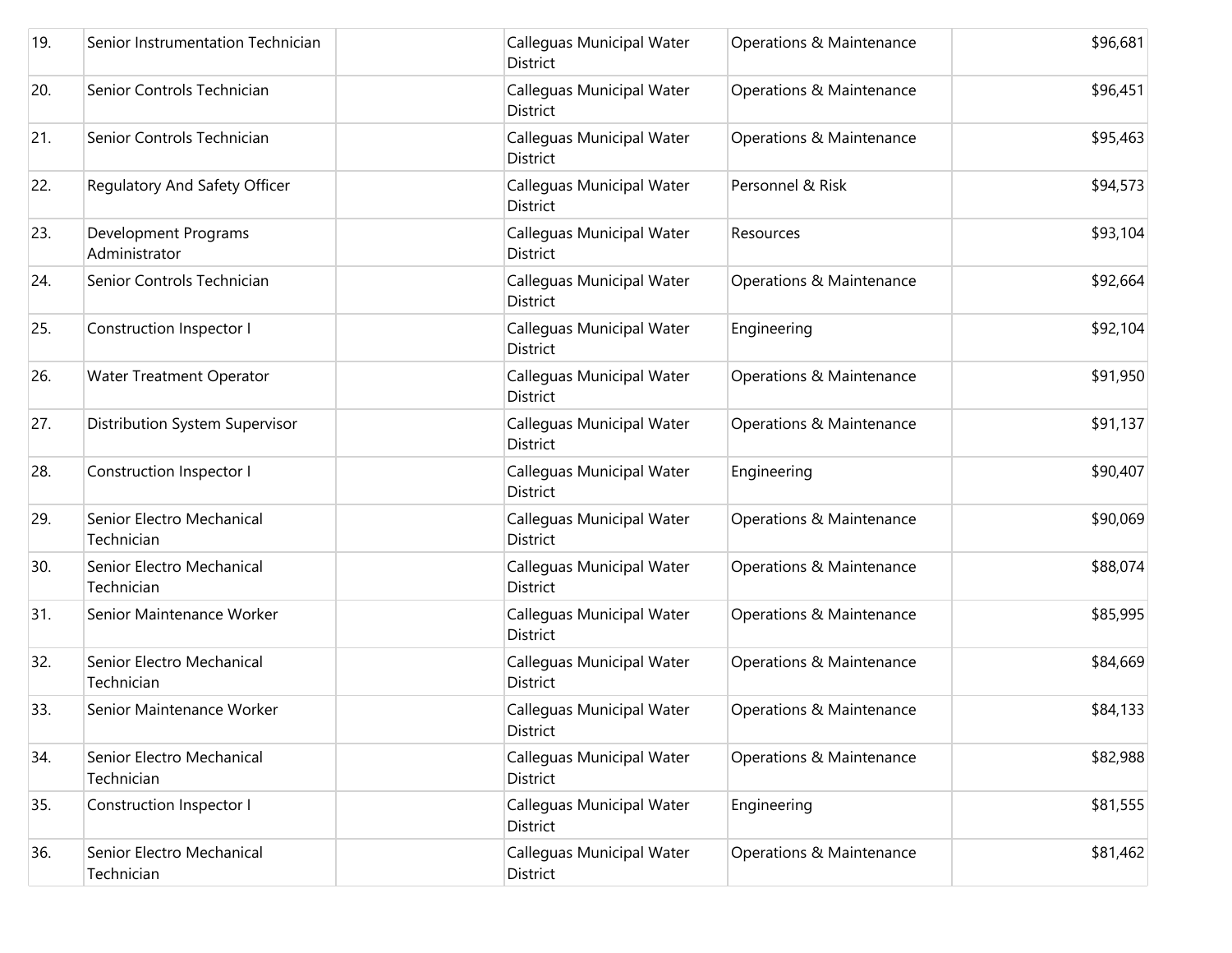| | | | | | |
|---|---|---|---|---|---|
| 19. | Senior Instrumentation Technician | | Calleguas Municipal Water District | Operations & Maintenance | $96,681 |
| 20. | Senior Controls Technician | | Calleguas Municipal Water District | Operations & Maintenance | $96,451 |
| 21. | Senior Controls Technician | | Calleguas Municipal Water District | Operations & Maintenance | $95,463 |
| 22. | Regulatory And Safety Officer | | Calleguas Municipal Water District | Personnel & Risk | $94,573 |
| 23. | Development Programs Administrator | | Calleguas Municipal Water District | Resources | $93,104 |
| 24. | Senior Controls Technician | | Calleguas Municipal Water District | Operations & Maintenance | $92,664 |
| 25. | Construction Inspector I | | Calleguas Municipal Water District | Engineering | $92,104 |
| 26. | Water Treatment Operator | | Calleguas Municipal Water District | Operations & Maintenance | $91,950 |
| 27. | Distribution System Supervisor | | Calleguas Municipal Water District | Operations & Maintenance | $91,137 |
| 28. | Construction Inspector I | | Calleguas Municipal Water District | Engineering | $90,407 |
| 29. | Senior Electro Mechanical Technician | | Calleguas Municipal Water District | Operations & Maintenance | $90,069 |
| 30. | Senior Electro Mechanical Technician | | Calleguas Municipal Water District | Operations & Maintenance | $88,074 |
| 31. | Senior Maintenance Worker | | Calleguas Municipal Water District | Operations & Maintenance | $85,995 |
| 32. | Senior Electro Mechanical Technician | | Calleguas Municipal Water District | Operations & Maintenance | $84,669 |
| 33. | Senior Maintenance Worker | | Calleguas Municipal Water District | Operations & Maintenance | $84,133 |
| 34. | Senior Electro Mechanical Technician | | Calleguas Municipal Water District | Operations & Maintenance | $82,988 |
| 35. | Construction Inspector I | | Calleguas Municipal Water District | Engineering | $81,555 |
| 36. | Senior Electro Mechanical Technician | | Calleguas Municipal Water District | Operations & Maintenance | $81,462 |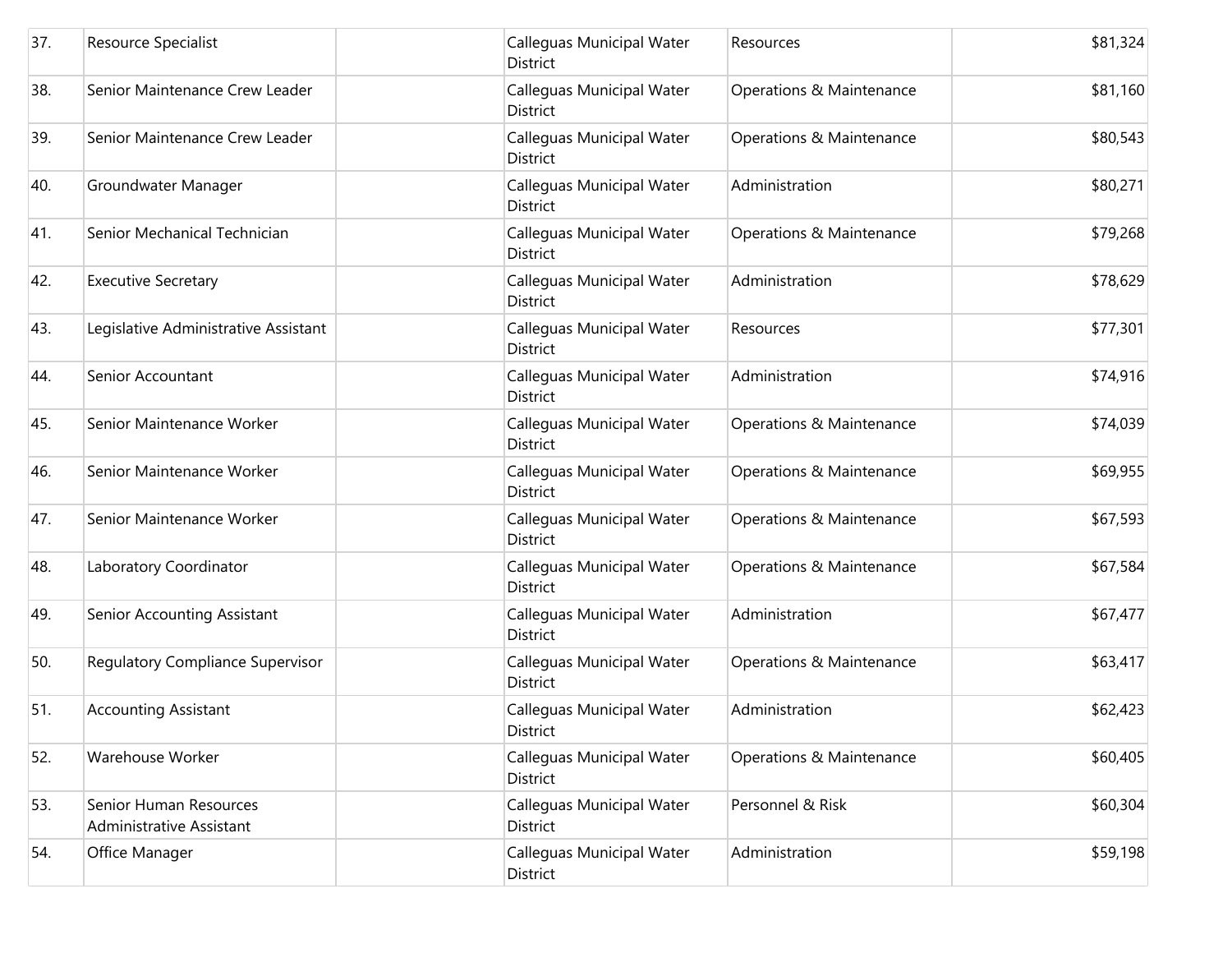| | | | | | |
|---|---|---|---|---|---|
| 37. | Resource Specialist | | Calleguas Municipal Water District | Resources | $81,324 |
| 38. | Senior Maintenance Crew Leader | | Calleguas Municipal Water District | Operations & Maintenance | $81,160 |
| 39. | Senior Maintenance Crew Leader | | Calleguas Municipal Water District | Operations & Maintenance | $80,543 |
| 40. | Groundwater Manager | | Calleguas Municipal Water District | Administration | $80,271 |
| 41. | Senior Mechanical Technician | | Calleguas Municipal Water District | Operations & Maintenance | $79,268 |
| 42. | Executive Secretary | | Calleguas Municipal Water District | Administration | $78,629 |
| 43. | Legislative Administrative Assistant | | Calleguas Municipal Water District | Resources | $77,301 |
| 44. | Senior Accountant | | Calleguas Municipal Water District | Administration | $74,916 |
| 45. | Senior Maintenance Worker | | Calleguas Municipal Water District | Operations & Maintenance | $74,039 |
| 46. | Senior Maintenance Worker | | Calleguas Municipal Water District | Operations & Maintenance | $69,955 |
| 47. | Senior Maintenance Worker | | Calleguas Municipal Water District | Operations & Maintenance | $67,593 |
| 48. | Laboratory Coordinator | | Calleguas Municipal Water District | Operations & Maintenance | $67,584 |
| 49. | Senior Accounting Assistant | | Calleguas Municipal Water District | Administration | $67,477 |
| 50. | Regulatory Compliance Supervisor | | Calleguas Municipal Water District | Operations & Maintenance | $63,417 |
| 51. | Accounting Assistant | | Calleguas Municipal Water District | Administration | $62,423 |
| 52. | Warehouse Worker | | Calleguas Municipal Water District | Operations & Maintenance | $60,405 |
| 53. | Senior Human Resources Administrative Assistant | | Calleguas Municipal Water District | Personnel & Risk | $60,304 |
| 54. | Office Manager | | Calleguas Municipal Water District | Administration | $59,198 |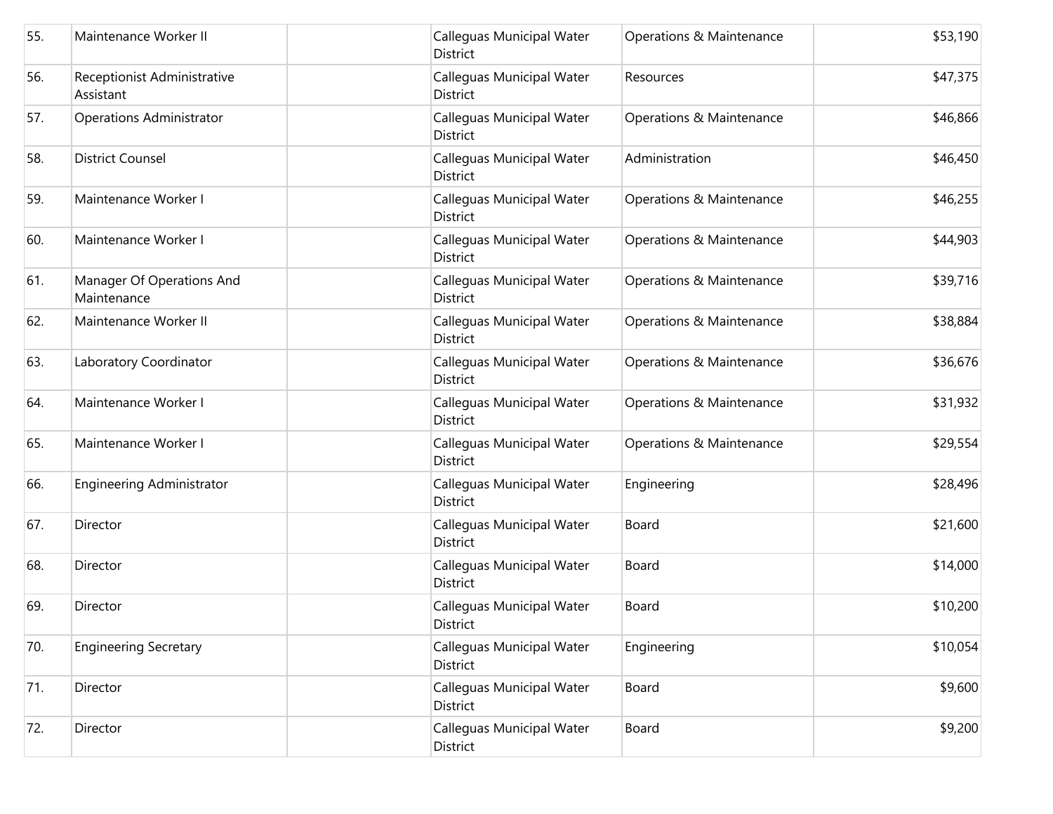| | | | | | |
|---|---|---|---|---|---|
| 55. | Maintenance Worker II | | Calleguas Municipal Water District | Operations & Maintenance | $53,190 |
| 56. | Receptionist Administrative Assistant | | Calleguas Municipal Water District | Resources | $47,375 |
| 57. | Operations Administrator | | Calleguas Municipal Water District | Operations & Maintenance | $46,866 |
| 58. | District Counsel | | Calleguas Municipal Water District | Administration | $46,450 |
| 59. | Maintenance Worker I | | Calleguas Municipal Water District | Operations & Maintenance | $46,255 |
| 60. | Maintenance Worker I | | Calleguas Municipal Water District | Operations & Maintenance | $44,903 |
| 61. | Manager Of Operations And Maintenance | | Calleguas Municipal Water District | Operations & Maintenance | $39,716 |
| 62. | Maintenance Worker II | | Calleguas Municipal Water District | Operations & Maintenance | $38,884 |
| 63. | Laboratory Coordinator | | Calleguas Municipal Water District | Operations & Maintenance | $36,676 |
| 64. | Maintenance Worker I | | Calleguas Municipal Water District | Operations & Maintenance | $31,932 |
| 65. | Maintenance Worker I | | Calleguas Municipal Water District | Operations & Maintenance | $29,554 |
| 66. | Engineering Administrator | | Calleguas Municipal Water District | Engineering | $28,496 |
| 67. | Director | | Calleguas Municipal Water District | Board | $21,600 |
| 68. | Director | | Calleguas Municipal Water District | Board | $14,000 |
| 69. | Director | | Calleguas Municipal Water District | Board | $10,200 |
| 70. | Engineering Secretary | | Calleguas Municipal Water District | Engineering | $10,054 |
| 71. | Director | | Calleguas Municipal Water District | Board | $9,600 |
| 72. | Director | | Calleguas Municipal Water District | Board | $9,200 |